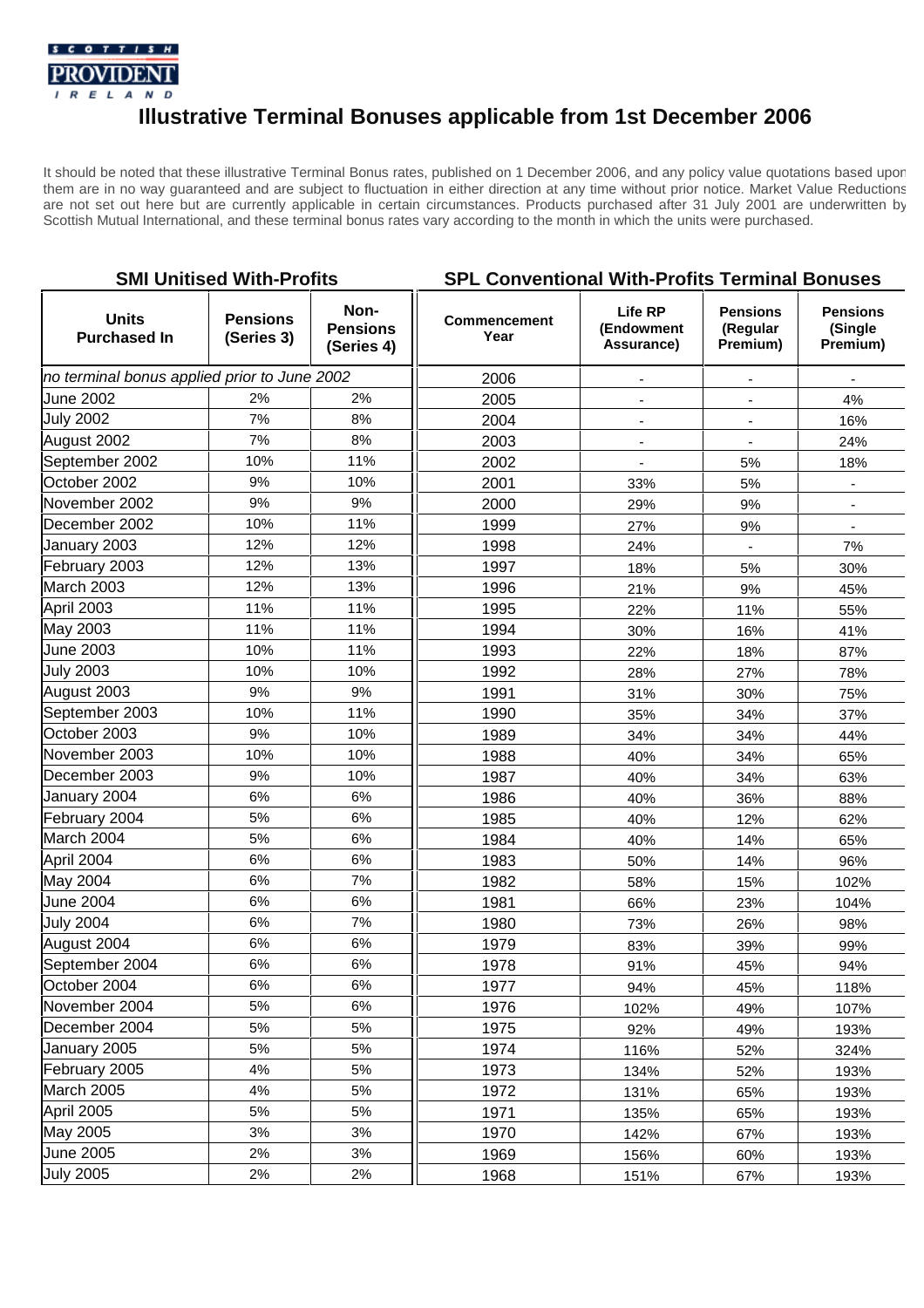SCOTTISH PROVIDENT IRELAND

# Illustrative Terminal Bonuses applicable from 1st December 2006

It should be noted that these illustrative Terminal Bonus rates, published on 1 December 2006, and any policy value quotations based upon them are in no way guaranteed and are subject to fluctuation in either direction at any time without prior notice. Market Value Reductions are not set out here but are currently applicable in certain circumstances. Products purchased after 31 July 2001 are underwritten by Scottish Mutual International, and these terminal bonus rates vary according to the month in which the units were purchased.

## SMI Unitised With-Profits

| Units Purchased In | Pensions (Series 3) | Non-Pensions (Series 4) |
|---|---|---|
| *no terminal bonus applied prior to June 2002* | | |
| June 2002 | 2% | 2% |
| July 2002 | 7% | 8% |
| August 2002 | 7% | 8% |
| September 2002 | 10% | 11% |
| October 2002 | 9% | 10% |
| November 2002 | 9% | 9% |
| December 2002 | 10% | 11% |
| January 2003 | 12% | 12% |
| February 2003 | 12% | 13% |
| March 2003 | 12% | 13% |
| April 2003 | 11% | 11% |
| May 2003 | 11% | 11% |
| June 2003 | 10% | 11% |
| July 2003 | 10% | 10% |
| August 2003 | 9% | 9% |
| September 2003 | 10% | 11% |
| October 2003 | 9% | 10% |
| November 2003 | 10% | 10% |
| December 2003 | 9% | 10% |
| January 2004 | 6% | 6% |
| February 2004 | 5% | 6% |
| March 2004 | 5% | 6% |
| April 2004 | 6% | 6% |
| May 2004 | 6% | 7% |
| June 2004 | 6% | 6% |
| July 2004 | 6% | 7% |
| August 2004 | 6% | 6% |
| September 2004 | 6% | 6% |
| October 2004 | 6% | 6% |
| November 2004 | 5% | 6% |
| December 2004 | 5% | 5% |
| January 2005 | 5% | 5% |
| February 2005 | 4% | 5% |
| March 2005 | 4% | 5% |
| April 2005 | 5% | 5% |
| May 2005 | 3% | 3% |
| June 2005 | 2% | 3% |
| July 2005 | 2% | 2% |

## SPL Conventional With-Profits Terminal Bonuses

| Commencement Year | Life RP (Endowment Assurance) | Pensions (Regular Premium) | Pensions (Single Premium) |
|---|---|---|---|
| 2006 | - | - | - |
| 2005 | - | - | 4% |
| 2004 | - | - | 16% |
| 2003 | - | - | 24% |
| 2002 | - | 5% | 18% |
| 2001 | 33% | 5% | - |
| 2000 | 29% | 9% | - |
| 1999 | 27% | 9% | - |
| 1998 | 24% | - | 7% |
| 1997 | 18% | 5% | 30% |
| 1996 | 21% | 9% | 45% |
| 1995 | 22% | 11% | 55% |
| 1994 | 30% | 16% | 41% |
| 1993 | 22% | 18% | 87% |
| 1992 | 28% | 27% | 78% |
| 1991 | 31% | 30% | 75% |
| 1990 | 35% | 34% | 37% |
| 1989 | 34% | 34% | 44% |
| 1988 | 40% | 34% | 65% |
| 1987 | 40% | 34% | 63% |
| 1986 | 40% | 36% | 88% |
| 1985 | 40% | 12% | 62% |
| 1984 | 40% | 14% | 65% |
| 1983 | 50% | 14% | 96% |
| 1982 | 58% | 15% | 102% |
| 1981 | 66% | 23% | 104% |
| 1980 | 73% | 26% | 98% |
| 1979 | 83% | 39% | 99% |
| 1978 | 91% | 45% | 94% |
| 1977 | 94% | 45% | 118% |
| 1976 | 102% | 49% | 107% |
| 1975 | 92% | 49% | 193% |
| 1974 | 116% | 52% | 324% |
| 1973 | 134% | 52% | 193% |
| 1972 | 131% | 65% | 193% |
| 1971 | 135% | 65% | 193% |
| 1970 | 142% | 67% | 193% |
| 1969 | 156% | 60% | 193% |
| 1968 | 151% | 67% | 193% |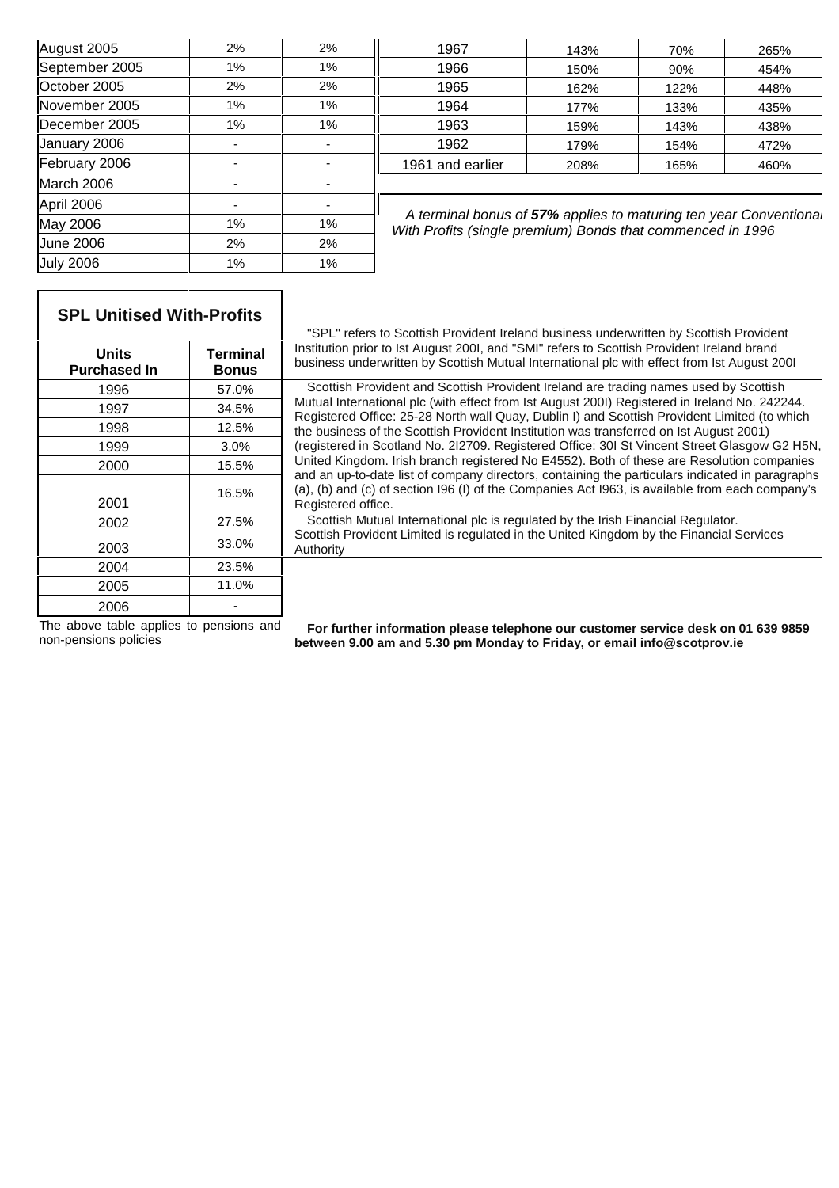| | | |
|---|---|---|
| August 2005 | 2% | 2% |
| September 2005 | 1% | 1% |
| October 2005 | 2% | 2% |
| November 2005 | 1% | 1% |
| December 2005 | 1% | 1% |
| January 2006 | - | - |
| February 2006 | - | - |
| March 2006 | - | - |
| April 2006 | - | - |
| May 2006 | 1% | 1% |
| June 2006 | 2% | 2% |
| July 2006 | 1% | 1% |

| | | | |
|---|---|---|---|
| 1967 | 143% | 70% | 265% |
| 1966 | 150% | 90% | 454% |
| 1965 | 162% | 122% | 448% |
| 1964 | 177% | 133% | 435% |
| 1963 | 159% | 143% | 438% |
| 1962 | 179% | 154% | 472% |
| 1961 and earlier | 208% | 165% | 460% |

*A terminal bonus of **57%** applies to maturing ten year Conventional With Profits (single premium) Bonds that commenced in 1996*

## SPL Unitised With-Profits

| Units Purchased In | Terminal Bonus |
|---|---|
| 1996 | 57.0% |
| 1997 | 34.5% |
| 1998 | 12.5% |
| 1999 | 3.0% |
| 2000 | 15.5% |
| 2001 | 16.5% |
| 2002 | 27.5% |
| 2003 | 33.0% |
| 2004 | 23.5% |
| 2005 | 11.0% |
| 2006 | - |

The above table applies to pensions and non-pensions policies

"SPL" refers to Scottish Provident Ireland business underwritten by Scottish Provident Institution prior to Ist August 200I, and "SMI" refers to Scottish Provident Ireland brand business underwritten by Scottish Mutual International plc with effect from Ist August 200I

Scottish Provident and Scottish Provident Ireland are trading names used by Scottish Mutual International plc (with effect from Ist August 200I) Registered in Ireland No. 242244. Registered Office: 25-28 North wall Quay, Dublin I) and Scottish Provident Limited (to which the business of the Scottish Provident Institution was transferred on Ist August 2001) (registered in Scotland No. 2I2709. Registered Office: 30I St Vincent Street Glasgow G2 H5N, United Kingdom. Irish branch registered No E4552). Both of these are Resolution companies and an up-to-date list of company directors, containing the particulars indicated in paragraphs (a), (b) and (c) of section I96 (I) of the Companies Act I963, is available from each company's Registered office.

Scottish Mutual International plc is regulated by the Irish Financial Regulator. Scottish Provident Limited is regulated in the United Kingdom by the Financial Services Authority

**For further information please telephone our customer service desk on 01 639 9859 between 9.00 am and 5.30 pm Monday to Friday, or email info@scotprov.ie**